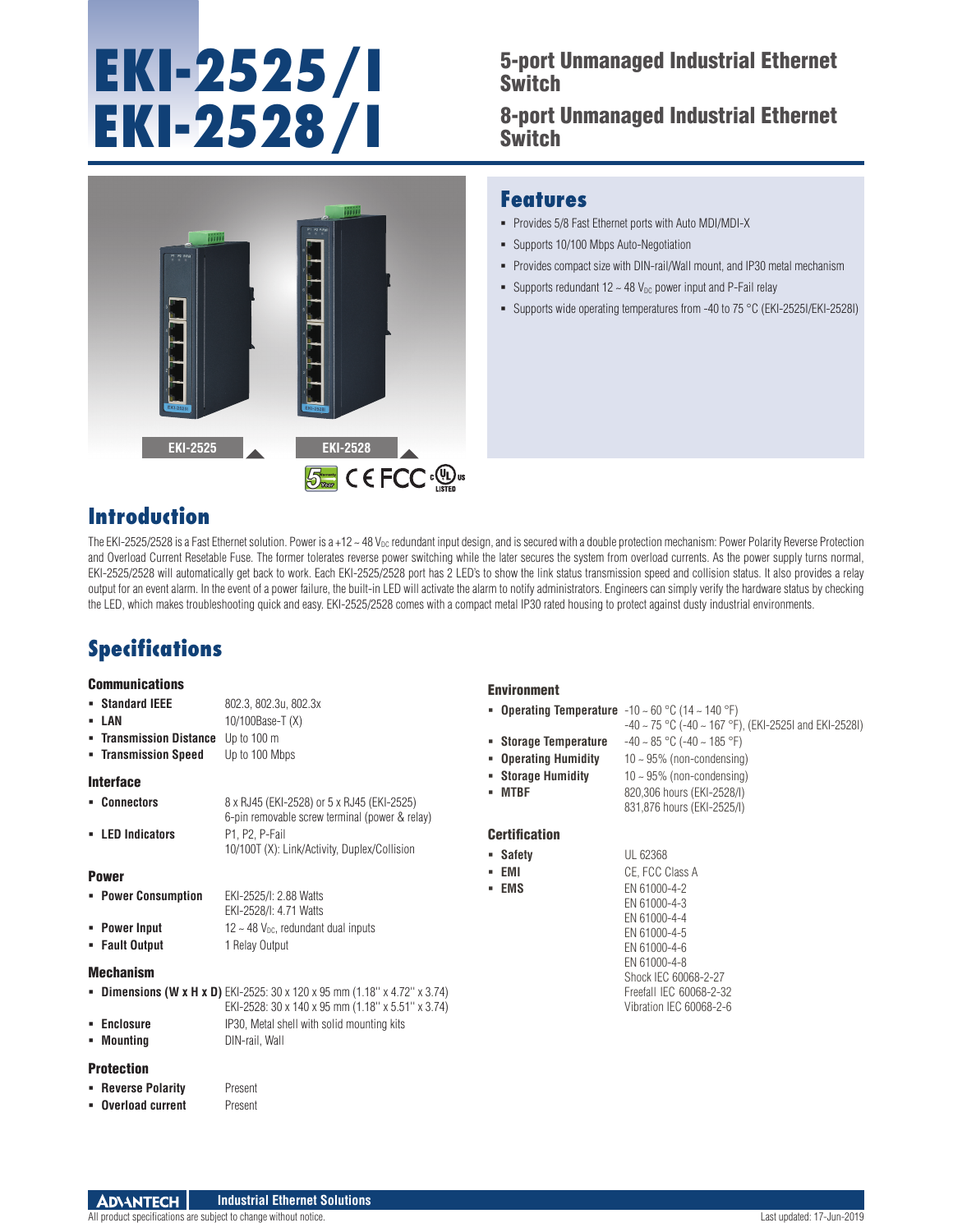# EKI-2525/I
# EKI-2528/I

## 5-port Unmanaged Industrial Ethernet Switch

## 8-port Unmanaged Industrial Ethernet Switch

EKI-2525

EKI-2528

## Features

- Provides 5/8 Fast Ethernet ports with Auto MDI/MDI-X
- Supports 10/100 Mbps Auto-Negotiation
- Provides compact size with DIN-rail/Wall mount, and IP30 metal mechanism
- Supports redundant 12 ~ 48 $V_{DC}$ power input and P-Fail relay
- Supports wide operating temperatures from -40 to 75 °C (EKI-2525I/EKI-2528I)

## Introduction

The EKI-2525/2528 is a Fast Ethernet solution. Power is a +12 ~ 48 $V_{DC}$ redundant input design, and is secured with a double protection mechanism: Power Polarity Reverse Protection and Overload Current Resetable Fuse. The former tolerates reverse power switching while the later secures the system from overload currents. As the power supply turns normal, EKI-2525/2528 will automatically get back to work. Each EKI-2525/2528 port has 2 LED's to show the link status transmission speed and collision status. It also provides a relay output for an event alarm. In the event of a power failure, the built-in LED will activate the alarm to notify administrators. Engineers can simply verify the hardware status by checking the LED, which makes troubleshooting quick and easy. EKI-2525/2528 comes with a compact metal IP30 rated housing to protect against dusty industrial environments.

## Specifications

### Communications

- **Standard IEEE**: 802.3, 802.3u, 802.3x
- **LAN**: 10/100Base-T (X)
- **Transmission Distance**: Up to 100 m
- **Transmission Speed**: Up to 100 Mbps

### Interface

- **Connectors**: 8 x RJ45 (EKI-2528) or 5 x RJ45 (EKI-2525)
  6-pin removable screw terminal (power & relay)
- **LED Indicators**: P1, P2, P-Fail
  10/100T (X): Link/Activity, Duplex/Collision

### Power

- **Power Consumption**: EKI-2525/I: 2.88 Watts
  EKI-2528/I: 4.71 Watts
- **Power Input**: 12 ~ 48 $V_{DC}$, redundant dual inputs
- **Fault Output**: 1 Relay Output

### Mechanism

- **Dimensions (W x H x D)**: EKI-2525: 30 x 120 x 95 mm (1.18" x 4.72" x 3.74)
  EKI-2528: 30 x 140 x 95 mm (1.18" x 5.51" x 3.74)
- **Enclosure**: IP30, Metal shell with solid mounting kits
- **Mounting**: DIN-rail, Wall

### Protection

- **Reverse Polarity**: Present
- **Overload current**: Present

### Environment

- **Operating Temperature**: -10 ~ 60 °C (14 ~ 140 °F)
  -40 ~ 75 °C (-40 ~ 167 °F), (EKI-2525I and EKI-2528I)
- **Storage Temperature**: -40 ~ 85 °C (-40 ~ 185 °F)
- **Operating Humidity**: 10 ~ 95% (non-condensing)
- **Storage Humidity**: 10 ~ 95% (non-condensing)
- **MTBF**: 820,306 hours (EKI-2528/I)
  831,876 hours (EKI-2525/I)

### Certification

- **Safety**: UL 62368
- **EMI**: CE, FCC Class A
- **EMS**: EN 61000-4-2
  EN 61000-4-3
  EN 61000-4-4
  EN 61000-4-5
  EN 61000-4-6
  EN 61000-4-8
  Shock IEC 60068-2-27
  Freefall IEC 60068-2-32
  Vibration IEC 60068-2-6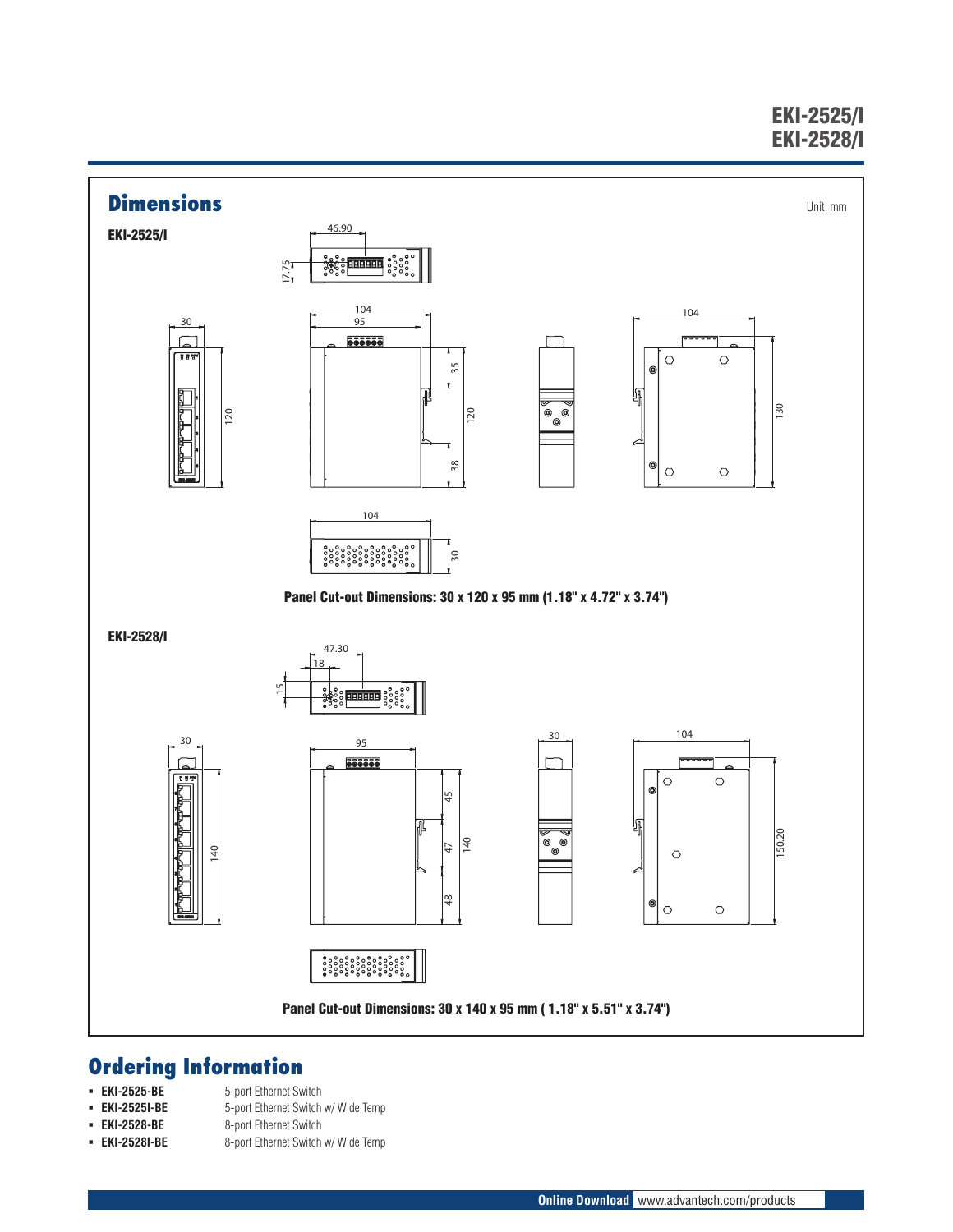## Dimensions

Unit: mm

### EKI-2525/I

46.90

17.75

30

120

104

95

35

120

38

104

130

104

30

**Panel Cut-out Dimensions: 30 x 120 x 95 mm (1.18" x 4.72" x 3.74")**

### EKI-2528/I

47.30

18

15

30

140

95

45

47

140

48

30

104

150.20

**Panel Cut-out Dimensions: 30 x 140 x 95 mm ( 1.18" x 5.51" x 3.74")**

## Ordering Information

- **EKI-2525-BE** 5-port Ethernet Switch
- **EKI-2525I-BE** 5-port Ethernet Switch w/ Wide Temp
- **EKI-2528-BE** 8-port Ethernet Switch
- **EKI-2528I-BE** 8-port Ethernet Switch w/ Wide Temp

**Online Download** www.advantech.com/products